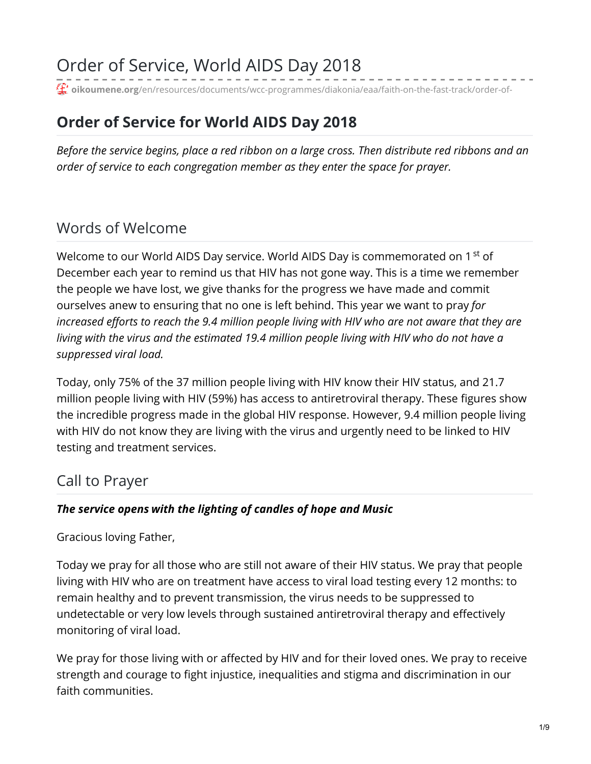# Order of Service, World AIDS Day 2018

oikoumene.org/en/resources/documents/wcc-programmes/diakonia/eaa/faith-on-the-fast-track/order-of-

## Order of Service for World AIDS Day 2018

*Before the service begins, place a red ribbon on a large cross. Then distribute red ribbons and an order of service to each congregation member as they enter the space for prayer.*

### Words of Welcome

Welcome to our World AIDS Day service. World AIDS Day is commemorated on 1[st] of December each year to remind us that HIV has not gone way. This is a time we remember the people we have lost, we give thanks for the progress we have made and commit ourselves anew to ensuring that no one is left behind. This year we want to pray *for increased efforts to reach the 9.4 million people living with HIV who are not aware that they are living with the virus and the estimated 19.4 million people living with HIV who do not have a suppressed viral load.*

Today, only 75% of the 37 million people living with HIV know their HIV status, and 21.7 million people living with HIV (59%) has access to antiretroviral therapy. These figures show the incredible progress made in the global HIV response. However, 9.4 million people living with HIV do not know they are living with the virus and urgently need to be linked to HIV testing and treatment services.

### Call to Prayer

***The service opens with the lighting of candles of hope and Music***

Gracious loving Father,

Today we pray for all those who are still not aware of their HIV status. We pray that people living with HIV who are on treatment have access to viral load testing every 12 months: to remain healthy and to prevent transmission, the virus needs to be suppressed to undetectable or very low levels through sustained antiretroviral therapy and effectively monitoring of viral load.

We pray for those living with or affected by HIV and for their loved ones. We pray to receive strength and courage to fight injustice, inequalities and stigma and discrimination in our faith communities.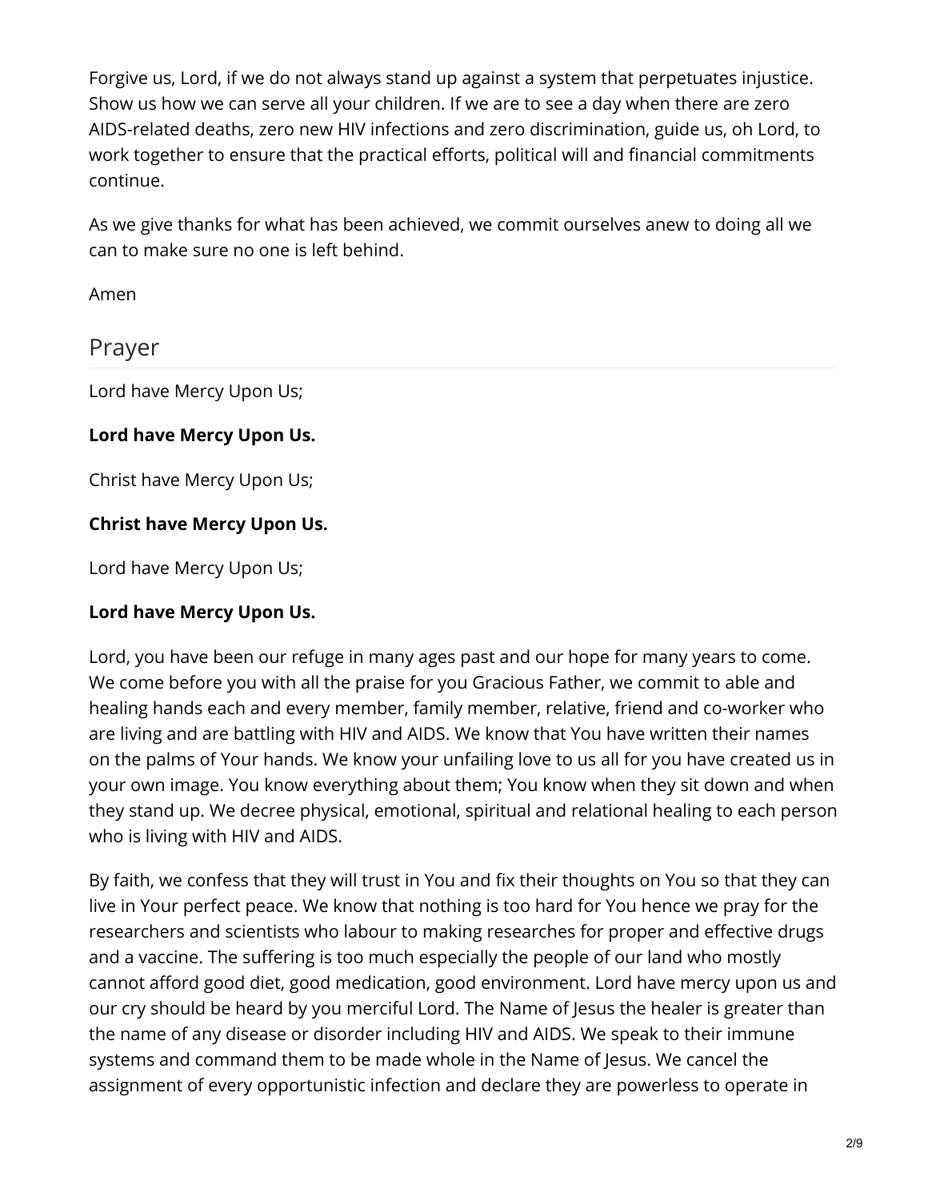Forgive us, Lord, if we do not always stand up against a system that perpetuates injustice. Show us how we can serve all your children. If we are to see a day when there are zero AIDS-related deaths, zero new HIV infections and zero discrimination, guide us, oh Lord, to work together to ensure that the practical efforts, political will and financial commitments continue.

As we give thanks for what has been achieved, we commit ourselves anew to doing all we can to make sure no one is left behind.

Amen

## Prayer

Lord have Mercy Upon Us;

**Lord have Mercy Upon Us.**

Christ have Mercy Upon Us;

**Christ have Mercy Upon Us.**

Lord have Mercy Upon Us;

**Lord have Mercy Upon Us.**

Lord, you have been our refuge in many ages past and our hope for many years to come. We come before you with all the praise for you Gracious Father, we commit to able and healing hands each and every member, family member, relative, friend and co-worker who are living and are battling with HIV and AIDS. We know that You have written their names on the palms of Your hands. We know your unfailing love to us all for you have created us in your own image. You know everything about them; You know when they sit down and when they stand up. We decree physical, emotional, spiritual and relational healing to each person who is living with HIV and AIDS.

By faith, we confess that they will trust in You and fix their thoughts on You so that they can live in Your perfect peace. We know that nothing is too hard for You hence we pray for the researchers and scientists who labour to making researches for proper and effective drugs and a vaccine. The suffering is too much especially the people of our land who mostly cannot afford good diet, good medication, good environment. Lord have mercy upon us and our cry should be heard by you merciful Lord. The Name of Jesus the healer is greater than the name of any disease or disorder including HIV and AIDS. We speak to their immune systems and command them to be made whole in the Name of Jesus. We cancel the assignment of every opportunistic infection and declare they are powerless to operate in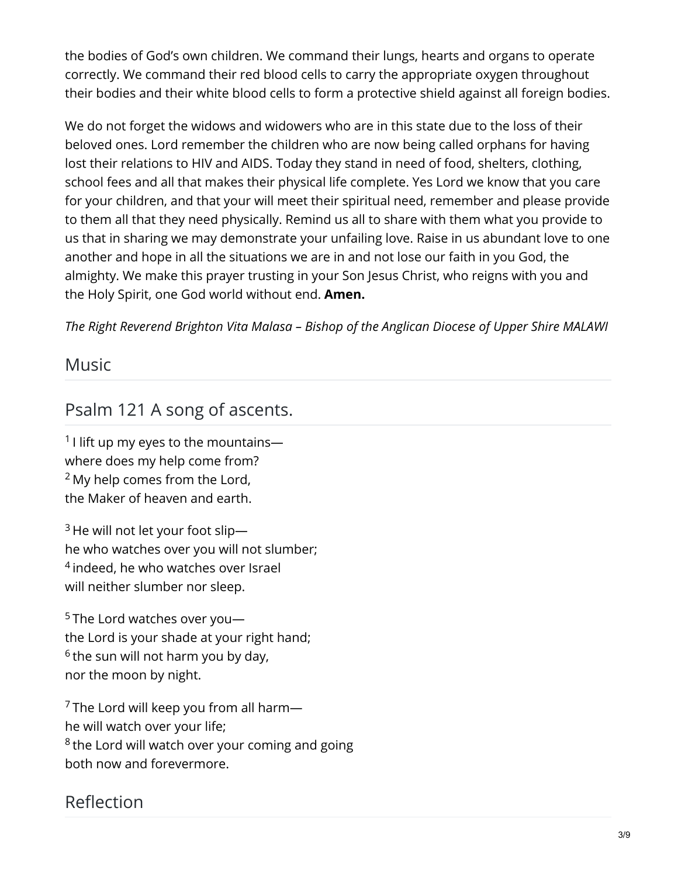the bodies of God's own children. We command their lungs, hearts and organs to operate correctly. We command their red blood cells to carry the appropriate oxygen throughout their bodies and their white blood cells to form a protective shield against all foreign bodies.

We do not forget the widows and widowers who are in this state due to the loss of their beloved ones. Lord remember the children who are now being called orphans for having lost their relations to HIV and AIDS. Today they stand in need of food, shelters, clothing, school fees and all that makes their physical life complete. Yes Lord we know that you care for your children, and that your will meet their spiritual need, remember and please provide to them all that they need physically. Remind us all to share with them what you provide to us that in sharing we may demonstrate your unfailing love. Raise in us abundant love to one another and hope in all the situations we are in and not lose our faith in you God, the almighty. We make this prayer trusting in your Son Jesus Christ, who reigns with you and the Holy Spirit, one God world without end. **Amen.**

*The Right Reverend Brighton Vita Malasa – Bishop of the Anglican Diocese of Upper Shire MALAWI*

## Music

## Psalm 121 A song of ascents.

[1] I lift up my eyes to the mountains—
where does my help come from?
[2] My help comes from the Lord,
the Maker of heaven and earth.

[3] He will not let your foot slip—
he who watches over you will not slumber;
[4] indeed, he who watches over Israel
will neither slumber nor sleep.

[5] The Lord watches over you—
the Lord is your shade at your right hand;
[6] the sun will not harm you by day,
nor the moon by night.

[7] The Lord will keep you from all harm—
he will watch over your life;
[8] the Lord will watch over your coming and going
both now and forevermore.

## Reflection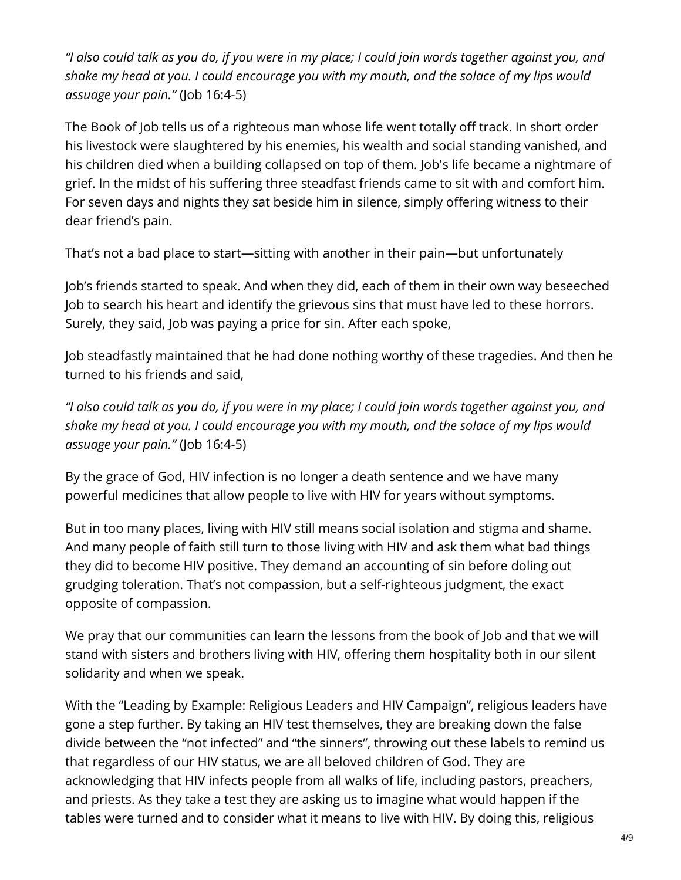*"I also could talk as you do, if you were in my place; I could join words together against you, and shake my head at you. I could encourage you with my mouth, and the solace of my lips would assuage your pain."* (Job 16:4-5)

The Book of Job tells us of a righteous man whose life went totally off track. In short order his livestock were slaughtered by his enemies, his wealth and social standing vanished, and his children died when a building collapsed on top of them. Job's life became a nightmare of grief. In the midst of his suffering three steadfast friends came to sit with and comfort him. For seven days and nights they sat beside him in silence, simply offering witness to their dear friend's pain.

That's not a bad place to start—sitting with another in their pain—but unfortunately Job's friends started to speak. And when they did, each of them in their own way beseeched Job to search his heart and identify the grievous sins that must have led to these horrors. Surely, they said, Job was paying a price for sin. After each spoke, Job steadfastly maintained that he had done nothing worthy of these tragedies. And then he turned to his friends and said,

*"I also could talk as you do, if you were in my place; I could join words together against you, and shake my head at you. I could encourage you with my mouth, and the solace of my lips would assuage your pain."* (Job 16:4-5)

By the grace of God, HIV infection is no longer a death sentence and we have many powerful medicines that allow people to live with HIV for years without symptoms.

But in too many places, living with HIV still means social isolation and stigma and shame. And many people of faith still turn to those living with HIV and ask them what bad things they did to become HIV positive. They demand an accounting of sin before doling out grudging toleration. That's not compassion, but a self-righteous judgment, the exact opposite of compassion.

We pray that our communities can learn the lessons from the book of Job and that we will stand with sisters and brothers living with HIV, offering them hospitality both in our silent solidarity and when we speak.

With the "Leading by Example: Religious Leaders and HIV Campaign", religious leaders have gone a step further. By taking an HIV test themselves, they are breaking down the false divide between the "not infected" and "the sinners", throwing out these labels to remind us that regardless of our HIV status, we are all beloved children of God. They are acknowledging that HIV infects people from all walks of life, including pastors, preachers, and priests. As they take a test they are asking us to imagine what would happen if the tables were turned and to consider what it means to live with HIV. By doing this, religious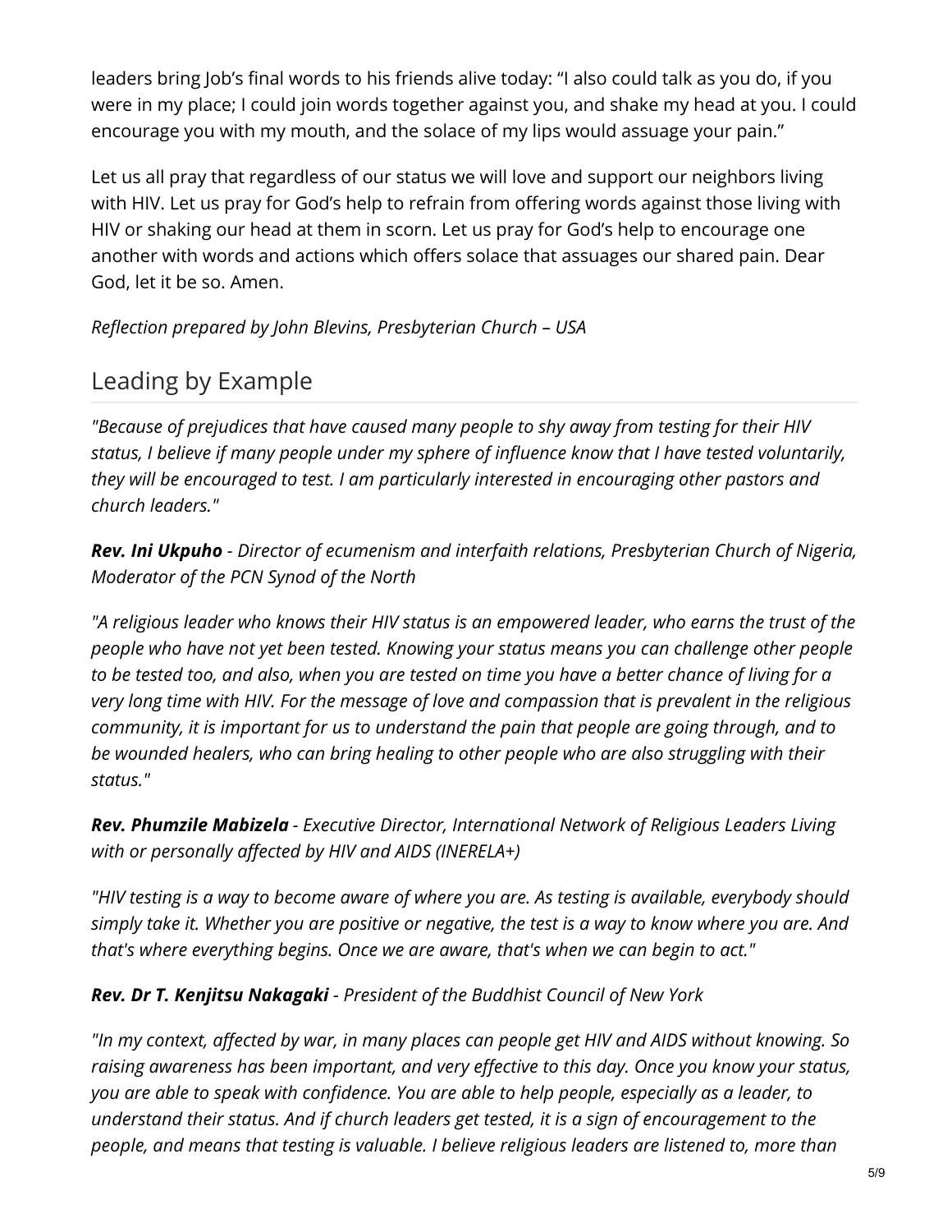leaders bring Job's final words to his friends alive today: "I also could talk as you do, if you were in my place; I could join words together against you, and shake my head at you. I could encourage you with my mouth, and the solace of my lips would assuage your pain."

Let us all pray that regardless of our status we will love and support our neighbors living with HIV. Let us pray for God's help to refrain from offering words against those living with HIV or shaking our head at them in scorn. Let us pray for God's help to encourage one another with words and actions which offers solace that assuages our shared pain. Dear God, let it be so. Amen.

*Reflection prepared by John Blevins, Presbyterian Church – USA*

## Leading by Example

*"Because of prejudices that have caused many people to shy away from testing for their HIV status, I believe if many people under my sphere of influence know that I have tested voluntarily, they will be encouraged to test. I am particularly interested in encouraging other pastors and church leaders."*

***Rev. Ini Ukpuho*** *- Director of ecumenism and interfaith relations, Presbyterian Church of Nigeria, Moderator of the PCN Synod of the North*

*"A religious leader who knows their HIV status is an empowered leader, who earns the trust of the people who have not yet been tested. Knowing your status means you can challenge other people to be tested too, and also, when you are tested on time you have a better chance of living for a very long time with HIV. For the message of love and compassion that is prevalent in the religious community, it is important for us to understand the pain that people are going through, and to be wounded healers, who can bring healing to other people who are also struggling with their status."*

***Rev. Phumzile Mabizela*** *- Executive Director, International Network of Religious Leaders Living with or personally affected by HIV and AIDS (INERELA+)*

*"HIV testing is a way to become aware of where you are. As testing is available, everybody should simply take it. Whether you are positive or negative, the test is a way to know where you are. And that's where everything begins. Once we are aware, that's when we can begin to act."*

***Rev. Dr T. Kenjitsu Nakagaki*** *- President of the Buddhist Council of New York*

*"In my context, affected by war, in many places can people get HIV and AIDS without knowing. So raising awareness has been important, and very effective to this day. Once you know your status, you are able to speak with confidence. You are able to help people, especially as a leader, to understand their status. And if church leaders get tested, it is a sign of encouragement to the people, and means that testing is valuable. I believe religious leaders are listened to, more than*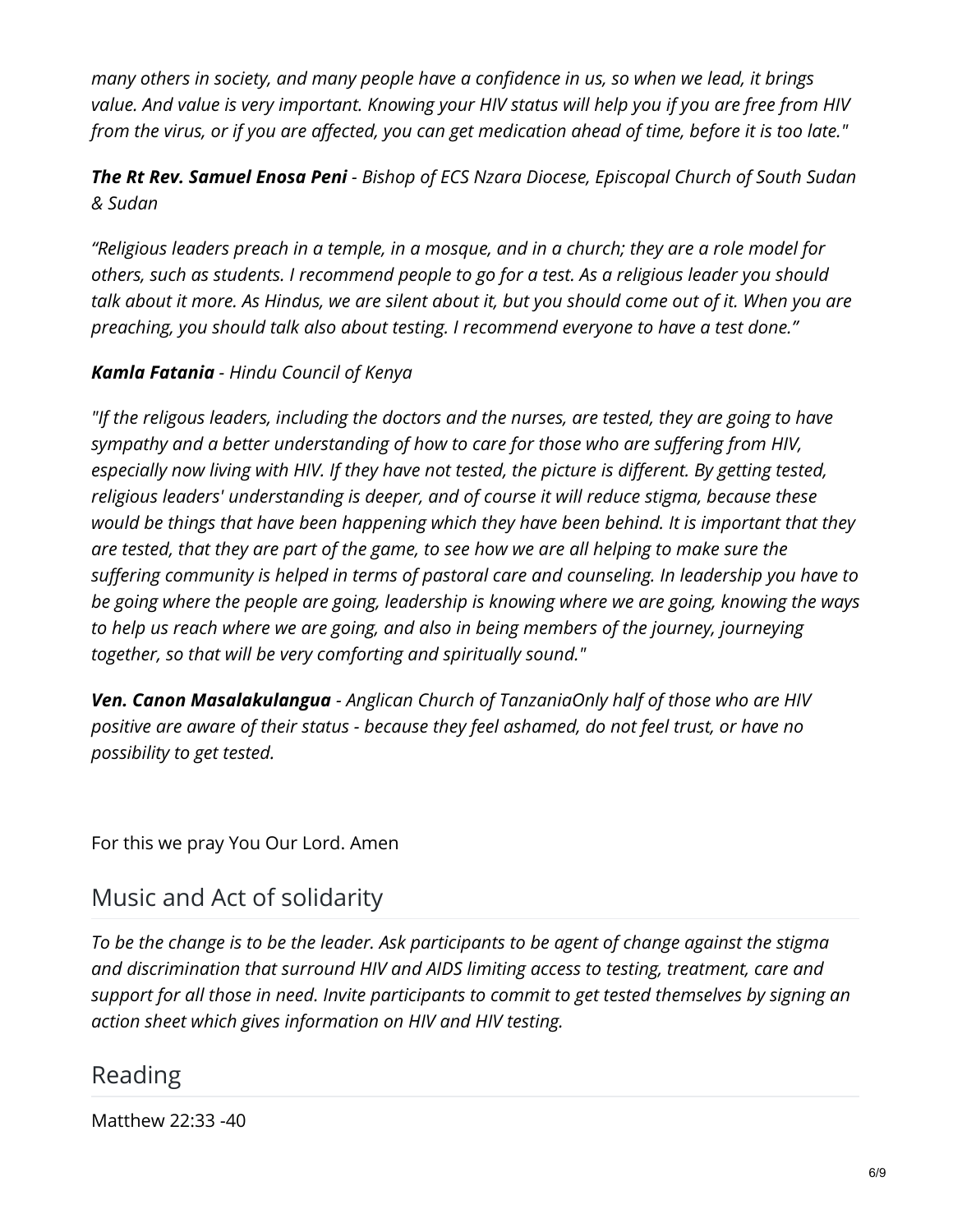*many others in society, and many people have a confidence in us, so when we lead, it brings value. And value is very important. Knowing your HIV status will help you if you are free from HIV from the virus, or if you are affected, you can get medication ahead of time, before it is too late."*

***The Rt Rev. Samuel Enosa Peni*** *- Bishop of ECS Nzara Diocese, Episcopal Church of South Sudan & Sudan*

*"Religious leaders preach in a temple, in a mosque, and in a church; they are a role model for others, such as students. I recommend people to go for a test. As a religious leader you should talk about it more. As Hindus, we are silent about it, but you should come out of it. When you are preaching, you should talk also about testing. I recommend everyone to have a test done."*

***Kamla Fatania*** *- Hindu Council of Kenya*

*"If the religous leaders, including the doctors and the nurses, are tested, they are going to have sympathy and a better understanding of how to care for those who are suffering from HIV, especially now living with HIV. If they have not tested, the picture is different. By getting tested, religious leaders' understanding is deeper, and of course it will reduce stigma, because these would be things that have been happening which they have been behind. It is important that they are tested, that they are part of the game, to see how we are all helping to make sure the suffering community is helped in terms of pastoral care and counseling. In leadership you have to be going where the people are going, leadership is knowing where we are going, knowing the ways to help us reach where we are going, and also in being members of the journey, journeying together, so that will be very comforting and spiritually sound."*

***Ven. Canon Masalakulangua*** *- Anglican Church of TanzaniaOnly half of those who are HIV positive are aware of their status - because they feel ashamed, do not feel trust, or have no possibility to get tested.*

For this we pray You Our Lord. Amen

## Music and Act of solidarity

*To be the change is to be the leader. Ask participants to be agent of change against the stigma and discrimination that surround HIV and AIDS limiting access to testing, treatment, care and support for all those in need. Invite participants to commit to get tested themselves by signing an action sheet which gives information on HIV and HIV testing.*

## Reading

Matthew 22:33 -40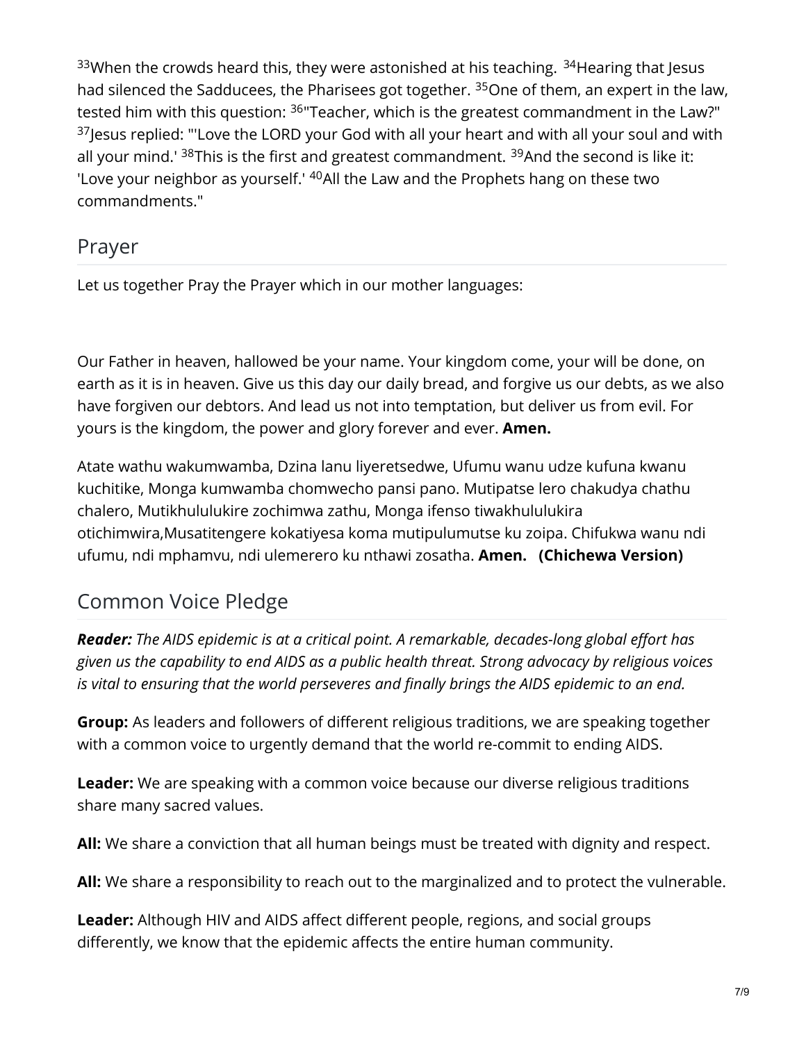[33]When the crowds heard this, they were astonished at his teaching. [34]Hearing that Jesus had silenced the Sadducees, the Pharisees got together. [35]One of them, an expert in the law, tested him with this question: [36]"Teacher, which is the greatest commandment in the Law?" [37]Jesus replied: "'Love the LORD your God with all your heart and with all your soul and with all your mind.' [38]This is the first and greatest commandment. [39]And the second is like it: 'Love your neighbor as yourself.' [40]All the Law and the Prophets hang on these two commandments."

## Prayer

Let us together Pray the Prayer which in our mother languages:

Our Father in heaven, hallowed be your name. Your kingdom come, your will be done, on earth as it is in heaven. Give us this day our daily bread, and forgive us our debts, as we also have forgiven our debtors. And lead us not into temptation, but deliver us from evil. For yours is the kingdom, the power and glory forever and ever. **Amen.**

Atate wathu wakumwamba, Dzina lanu liyeretsedwe, Ufumu wanu udze kufuna kwanu kuchitike, Monga kumwamba chomwecho pansi pano. Mutipatse lero chakudya chathu chalero, Mutikhululukire zochimwa zathu, Monga ifenso tiwakhululukira otichimwira,Musatitengere kokatiyesa koma mutipulumutse ku zoipa. Chifukwa wanu ndi ufumu, ndi mphamvu, ndi ulemerero ku nthawi zosatha. **Amen. (Chichewa Version)**

## Common Voice Pledge

***Reader:*** *The AIDS epidemic is at a critical point. A remarkable, decades-long global effort has given us the capability to end AIDS as a public health threat. Strong advocacy by religious voices is vital to ensuring that the world perseveres and finally brings the AIDS epidemic to an end.*

**Group:** As leaders and followers of different religious traditions, we are speaking together with a common voice to urgently demand that the world re-commit to ending AIDS.

**Leader:** We are speaking with a common voice because our diverse religious traditions share many sacred values.

**All:** We share a conviction that all human beings must be treated with dignity and respect.

**All:** We share a responsibility to reach out to the marginalized and to protect the vulnerable.

**Leader:** Although HIV and AIDS affect different people, regions, and social groups differently, we know that the epidemic affects the entire human community.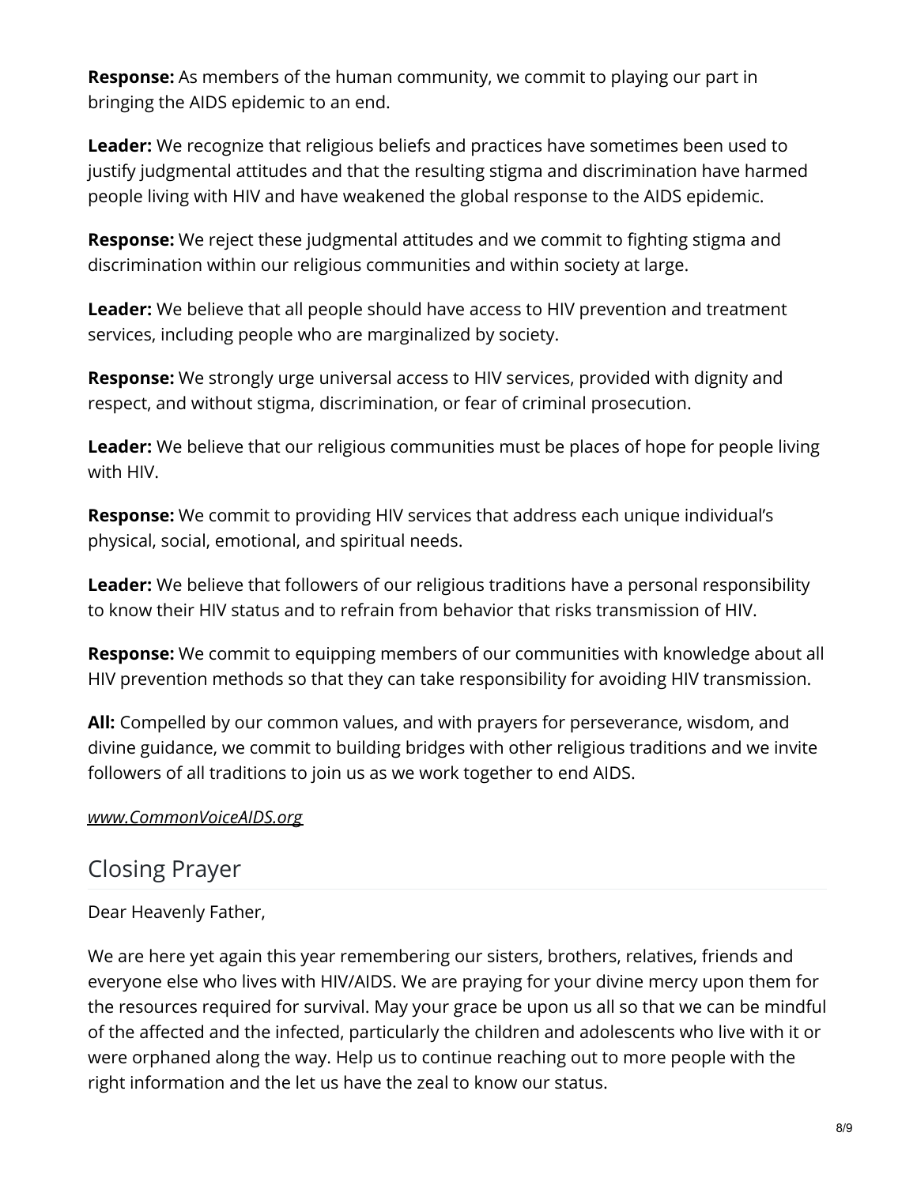**Response:** As members of the human community, we commit to playing our part in bringing the AIDS epidemic to an end.

**Leader:** We recognize that religious beliefs and practices have sometimes been used to justify judgmental attitudes and that the resulting stigma and discrimination have harmed people living with HIV and have weakened the global response to the AIDS epidemic.

**Response:** We reject these judgmental attitudes and we commit to fighting stigma and discrimination within our religious communities and within society at large.

**Leader:** We believe that all people should have access to HIV prevention and treatment services, including people who are marginalized by society.

**Response:** We strongly urge universal access to HIV services, provided with dignity and respect, and without stigma, discrimination, or fear of criminal prosecution.

**Leader:** We believe that our religious communities must be places of hope for people living with HIV.

**Response:** We commit to providing HIV services that address each unique individual's physical, social, emotional, and spiritual needs.

**Leader:** We believe that followers of our religious traditions have a personal responsibility to know their HIV status and to refrain from behavior that risks transmission of HIV.

**Response:** We commit to equipping members of our communities with knowledge about all HIV prevention methods so that they can take responsibility for avoiding HIV transmission.

**All:** Compelled by our common values, and with prayers for perseverance, wisdom, and divine guidance, we commit to building bridges with other religious traditions and we invite followers of all traditions to join us as we work together to end AIDS.

*www.CommonVoiceAIDS.org*

## Closing Prayer

Dear Heavenly Father,

We are here yet again this year remembering our sisters, brothers, relatives, friends and everyone else who lives with HIV/AIDS. We are praying for your divine mercy upon them for the resources required for survival. May your grace be upon us all so that we can be mindful of the affected and the infected, particularly the children and adolescents who live with it or were orphaned along the way. Help us to continue reaching out to more people with the right information and the let us have the zeal to know our status.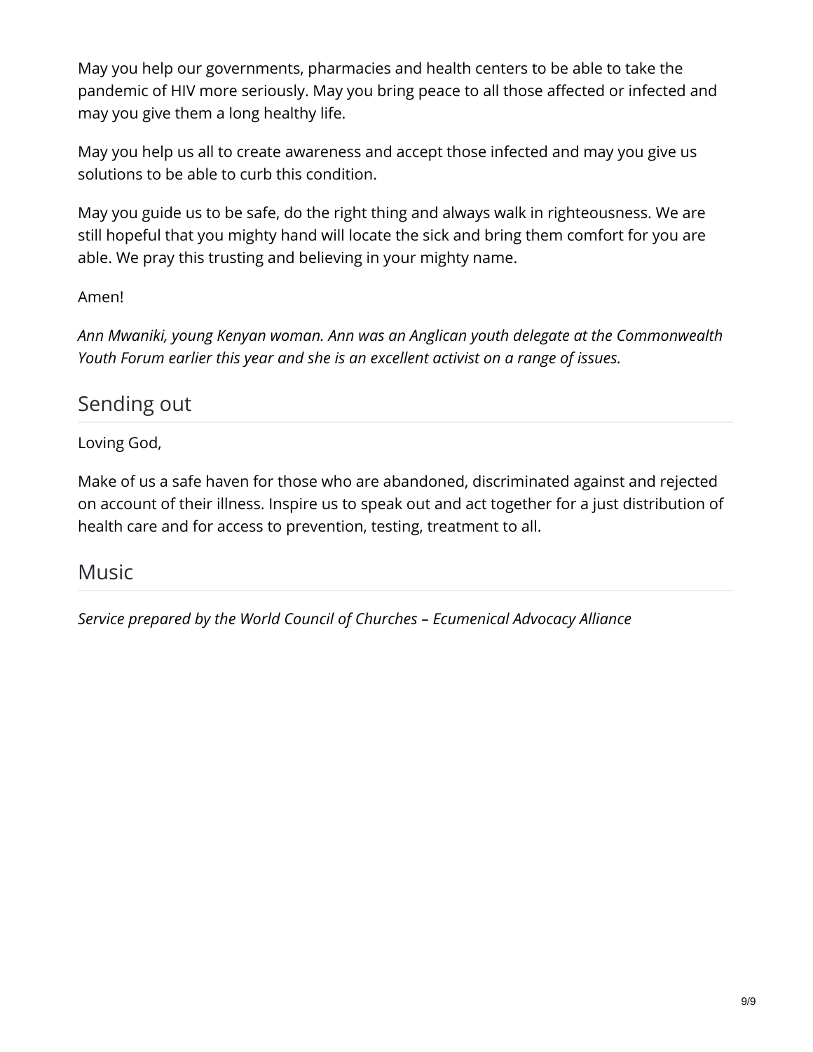May you help our governments, pharmacies and health centers to be able to take the pandemic of HIV more seriously. May you bring peace to all those affected or infected and may you give them a long healthy life.

May you help us all to create awareness and accept those infected and may you give us solutions to be able to curb this condition.

May you guide us to be safe, do the right thing and always walk in righteousness. We are still hopeful that you mighty hand will locate the sick and bring them comfort for you are able. We pray this trusting and believing in your mighty name.

Amen!

*Ann Mwaniki, young Kenyan woman. Ann was an Anglican youth delegate at the Commonwealth Youth Forum earlier this year and she is an excellent activist on a range of issues.*

## Sending out

Loving God,

Make of us a safe haven for those who are abandoned, discriminated against and rejected on account of their illness. Inspire us to speak out and act together for a just distribution of health care and for access to prevention, testing, treatment to all.

## Music

*Service prepared by the World Council of Churches – Ecumenical Advocacy Alliance*